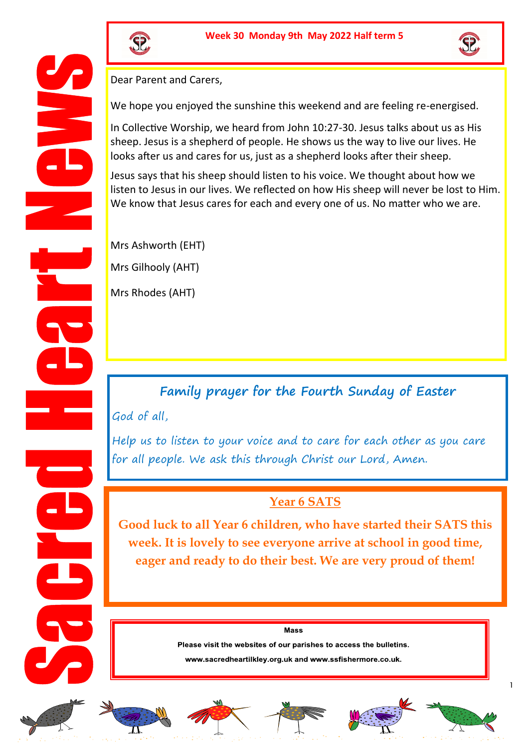# Sacred Heart News

**Week 30 Monday 9th May 2022 Half term 5**

Dear Parent and Carers,

We hope you enjoyed the sunshine this weekend and are feeling re-energised.

In Collective Worship, we heard from John 10:27-30. Jesus talks about us as His sheep. Jesus is a shepherd of people. He shows us the way to live our lives. He looks after us and cares for us, just as a shepherd looks after their sheep.

Jesus says that his sheep should listen to his voice. We thought about how we listen to Jesus in our lives. We reflected on how His sheep will never be lost to Him. We know that Jesus cares for each and every one of us. No matter who we are.

Mrs Ashworth (EHT)

Mrs Gilhooly (AHT)

Mrs Rhodes (AHT)

## Family prayer for the Fourth Sunday of Easter

*God of all,*

*Help us to listen to your voice and to care for each other as you care for all people. We ask this through Christ our Lord, Amen.*

## Year 6 SATS

**Good luck to all Year 6 children, who have started their SATS this week. It is lovely to see everyone arrive at school in good time, eager and ready to do their best. We are very proud of them!**

**Mass**

**Please visit the websites of our parishes to access the bulletins.**

**www.sacredheartilkley.org.uk and www.ssfishermore.co.uk.**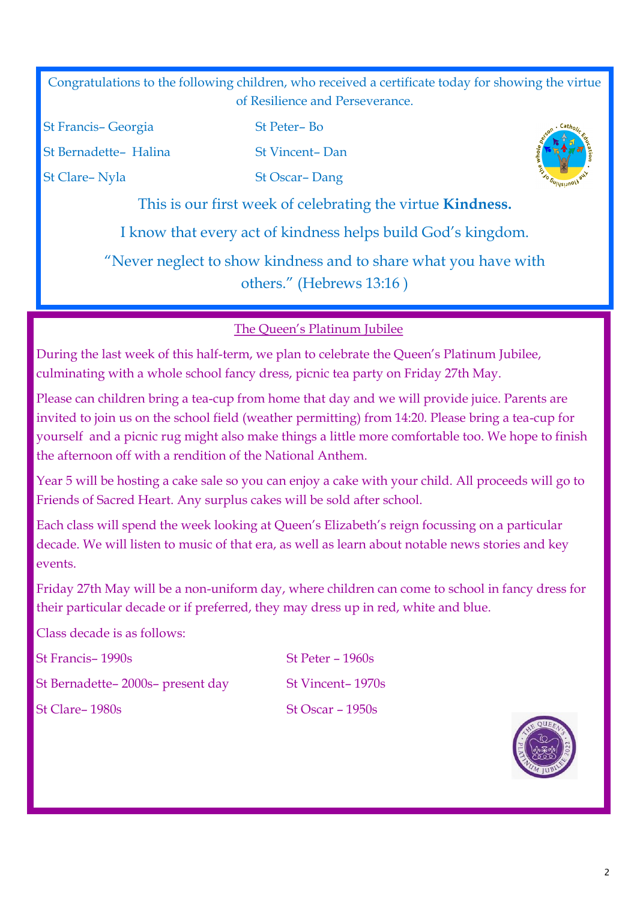Congratulations to the following children, who received a certificate today for showing the virtue of Resilience and Perseverance.

St Francis– Georgia

St Bernadette– Halina

St Clare– Nyla

St Peter– Bo

St Vincent– Dan

St Oscar– Dang

This is our first week of celebrating the virtue **Kindness.**

I know that every act of kindness helps build God's kingdom.

"Never neglect to show kindness and to share what you have with others." (Hebrews 13:16 )

## The Queen's Platinum Jubilee

During the last week of this half-term, we plan to celebrate the Queen's Platinum Jubilee, culminating with a whole school fancy dress, picnic tea party on Friday 27th May.

Please can children bring a tea-cup from home that day and we will provide juice. Parents are invited to join us on the school field (weather permitting) from 14:20. Please bring a tea-cup for yourself and a picnic rug might also make things a little more comfortable too. We hope to finish the afternoon off with a rendition of the National Anthem.

Year 5 will be hosting a cake sale so you can enjoy a cake with your child. All proceeds will go to Friends of Sacred Heart. Any surplus cakes will be sold after school.

Each class will spend the week looking at Queen's Elizabeth's reign focussing on a particular decade. We will listen to music of that era, as well as learn about notable news stories and key events.

Friday 27th May will be a non-uniform day, where children can come to school in fancy dress for their particular decade or if preferred, they may dress up in red, white and blue.

Class decade is as follows:

St Francis– 1990s

St Bernadette– 2000s– present day

St Clare– 1980s

St Peter – 1960s

St Vincent– 1970s

St Oscar – 1950s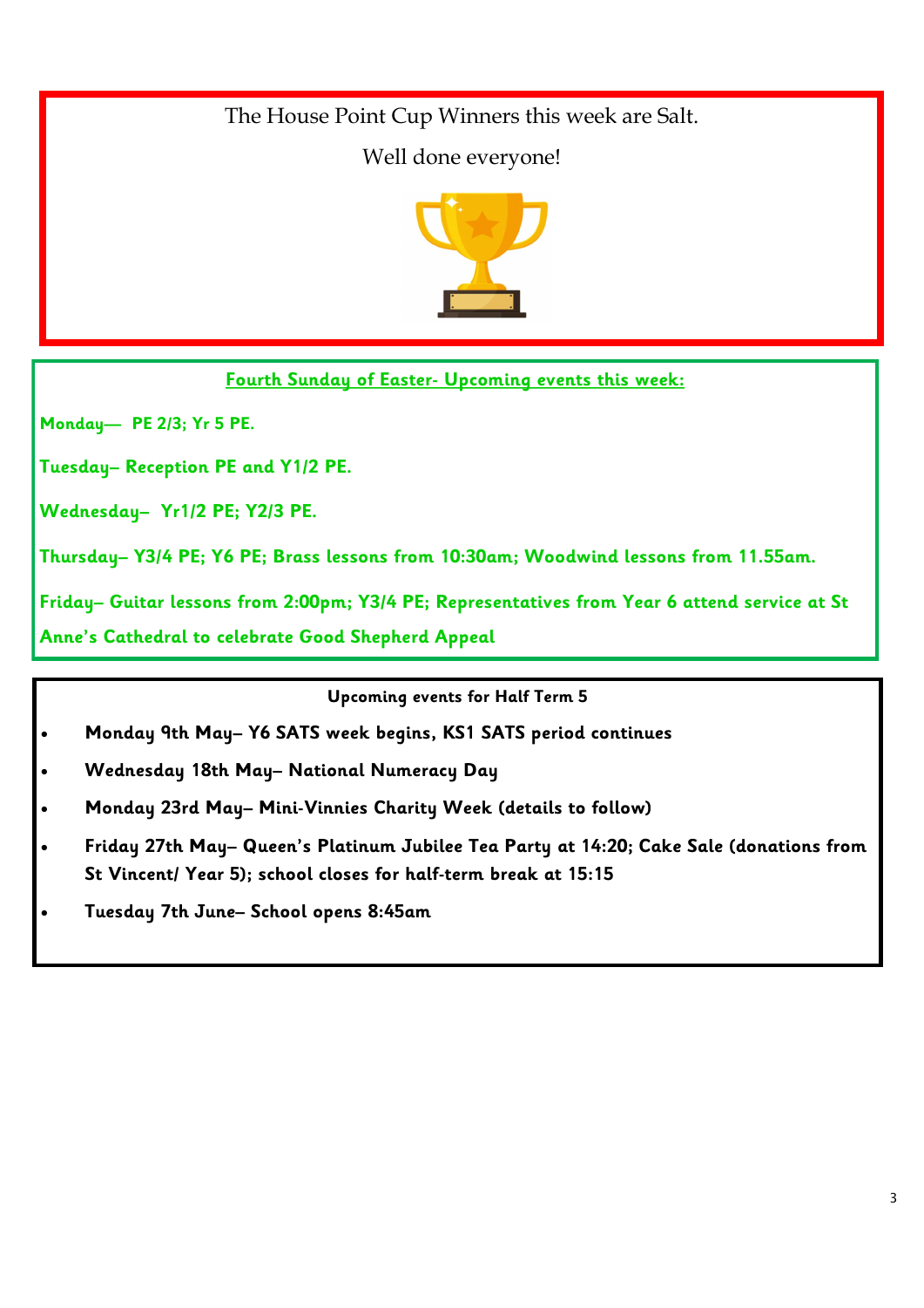The House Point Cup Winners this week are Salt.

Well done everyone!

**Fourth Sunday of Easter- Upcoming events this week:**

**Monday— PE 2/3; Yr 5 PE.**

**Tuesday– Reception PE and Y1/2 PE.**

**Wednesday– Yr1/2 PE; Y2/3 PE.**

**Thursday– Y3/4 PE; Y6 PE; Brass lessons from 10:30am; Woodwind lessons from 11.55am.**

**Friday– Guitar lessons from 2:00pm; Y3/4 PE; Representatives from Year 6 attend service at St Anne's Cathedral to celebrate Good Shepherd Appeal**

**Upcoming events for Half Term 5**

- **Monday 9th May– Y6 SATS week begins, KS1 SATS period continues**
- **Wednesday 18th May– National Numeracy Day**
- **Monday 23rd May– Mini-Vinnies Charity Week (details to follow)**
- **Friday 27th May– Queen's Platinum Jubilee Tea Party at 14:20; Cake Sale (donations from St Vincent/ Year 5); school closes for half-term break at 15:15**
- **Tuesday 7th June– School opens 8:45am**